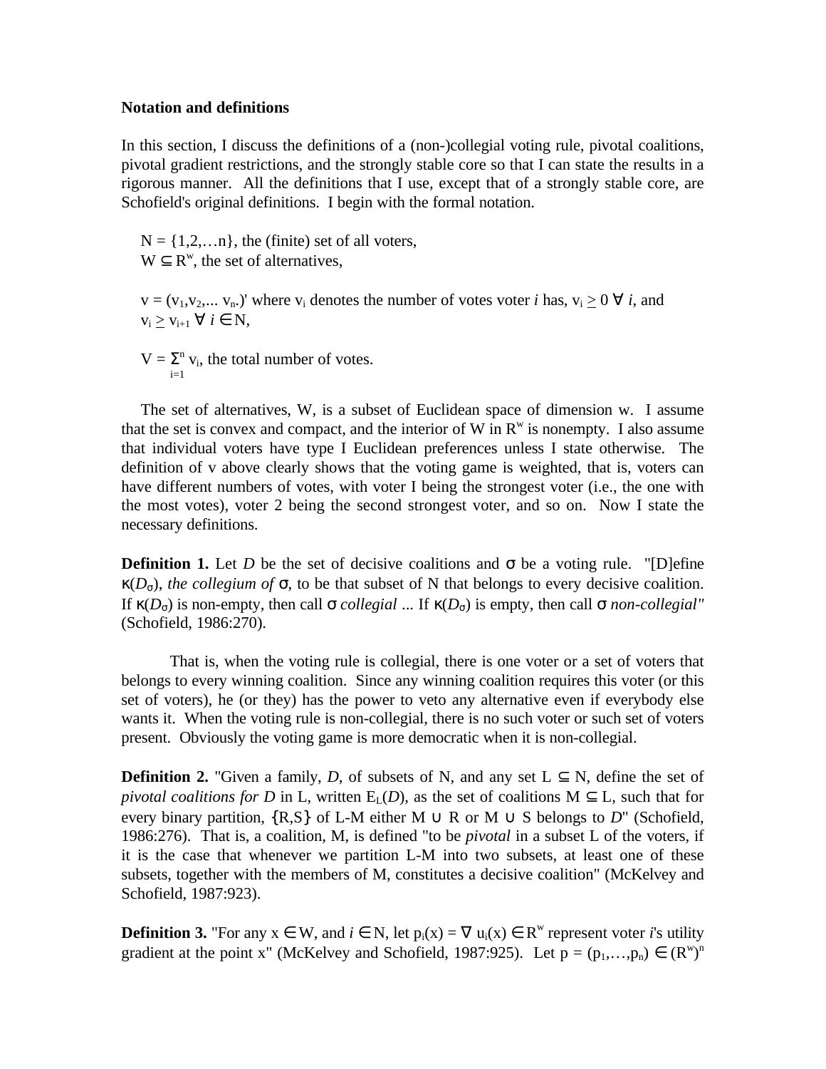**Notation and definitions**

In this section, I discuss the definitions of a (non-)collegial voting rule, pivotal coalitions, pivotal gradient restrictions, and the strongly stable core so that I can state the results in a rigorous manner. All the definitions that I use, except that of a strongly stable core, are Schofield's original definitions. I begin with the formal notation.

$N = \{1,2,\ldots n\}$, the (finite) set of all voters,
$W \subseteq R^w$, the set of alternatives,

$v = (v_1,v_2,\ldots v_n.)'$ where $v_i$ denotes the number of votes voter *i* has, $v_i \geq 0 \; \forall \; i$, and
$v_i \geq v_{i+1} \; \forall \; i \in N$,

$V = \sum_{i=1}^{n} v_i$, the total number of votes.

The set of alternatives, W, is a subset of Euclidean space of dimension w. I assume that the set is convex and compact, and the interior of W in $R^w$ is nonempty. I also assume that individual voters have type I Euclidean preferences unless I state otherwise. The definition of v above clearly shows that the voting game is weighted, that is, voters can have different numbers of votes, with voter I being the strongest voter (i.e., the one with the most votes), voter 2 being the second strongest voter, and so on. Now I state the necessary definitions.

**Definition 1.** Let *D* be the set of decisive coalitions and σ be a voting rule. "[D]efine $\kappa(D_\sigma)$, *the collegium of* σ, to be that subset of N that belongs to every decisive coalition. If $\kappa(D_\sigma)$ is non-empty, then call σ *collegial* ... If $\kappa(D_\sigma)$ is empty, then call σ *non-collegial"* (Schofield, 1986:270).

That is, when the voting rule is collegial, there is one voter or a set of voters that belongs to every winning coalition. Since any winning coalition requires this voter (or this set of voters), he (or they) has the power to veto any alternative even if everybody else wants it. When the voting rule is non-collegial, there is no such voter or such set of voters present. Obviously the voting game is more democratic when it is non-collegial.

**Definition 2.** "Given a family, *D*, of subsets of N, and any set $L \subseteq N$, define the set of *pivotal coalitions for D* in L, written $E_L(D)$, as the set of coalitions $M \subseteq L$, such that for every binary partition, $\{R,S\}$ of L-M either $M \cup R$ or $M \cup S$ belongs to *D*" (Schofield, 1986:276). That is, a coalition, M, is defined "to be *pivotal* in a subset L of the voters, if it is the case that whenever we partition L-M into two subsets, at least one of these subsets, together with the members of M, constitutes a decisive coalition" (McKelvey and Schofield, 1987:923).

**Definition 3.** "For any $x \in W$, and $i \in N$, let $p_i(x) = \nabla u_i(x) \in R^w$ represent voter *i*'s utility gradient at the point x" (McKelvey and Schofield, 1987:925). Let $p = (p_1,\ldots,p_n) \in (R^w)^n$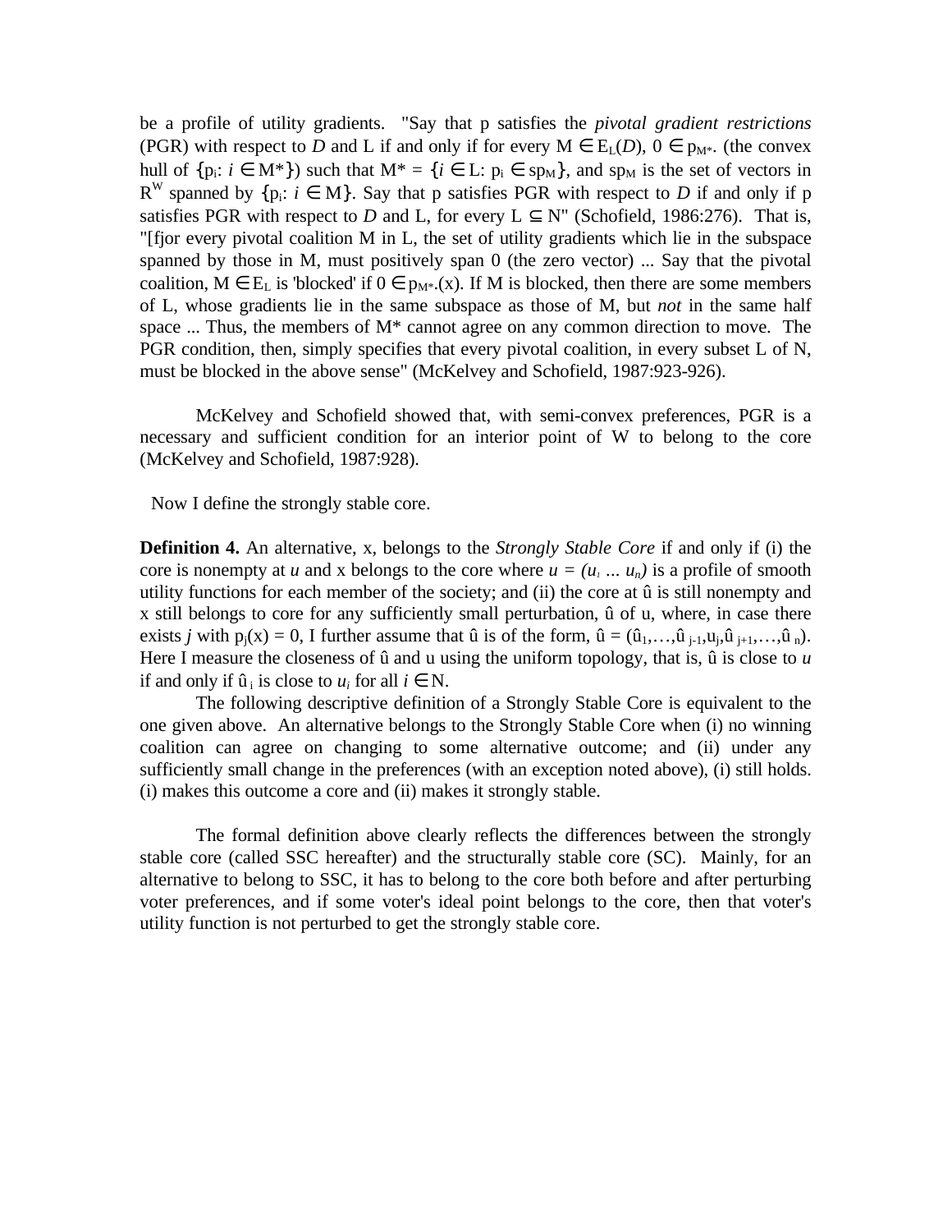be a profile of utility gradients. "Say that p satisfies the *pivotal gradient restrictions* (PGR) with respect to $D$ and L if and only if for every $M \in E_L(D)$, $0 \in p_{M^*}$. (the convex hull of $\{p_i: i \in M^*\}$) such that $M^* = \{i \in L: p_i \in sp_M\}$, and $sp_M$ is the set of vectors in $R^W$ spanned by $\{p_i: i \in M\}$. Say that p satisfies PGR with respect to $D$ if and only if p satisfies PGR with respect to $D$ and L, for every $L \subseteq N$" (Schofield, 1986:276). That is, "[fjor every pivotal coalition M in L, the set of utility gradients which lie in the subspace spanned by those in M, must positively span 0 (the zero vector) ... Say that the pivotal coalition, $M \in E_L$ is 'blocked' if $0 \in p_{M^*}.(x)$. If M is blocked, then there are some members of L, whose gradients lie in the same subspace as those of M, but *not* in the same half space ... Thus, the members of M* cannot agree on any common direction to move. The PGR condition, then, simply specifies that every pivotal coalition, in every subset L of N, must be blocked in the above sense" (McKelvey and Schofield, 1987:923-926).

McKelvey and Schofield showed that, with semi-convex preferences, PGR is a necessary and sufficient condition for an interior point of W to belong to the core (McKelvey and Schofield, 1987:928).

Now I define the strongly stable core.

**Definition 4.** An alternative, x, belongs to the *Strongly Stable Core* if and only if (i) the core is nonempty at $u$ and x belongs to the core where $u = (u_1 \ldots u_n)$ is a profile of smooth utility functions for each member of the society; and (ii) the core at û is still nonempty and x still belongs to core for any sufficiently small perturbation, û of u, where, in case there exists $j$ with $p_j(x) = 0$, I further assume that û is of the form, $\hat{u} = (\hat{u}_1,\ldots,\hat{u}_{j-1},u_j,\hat{u}_{j+1},\ldots,\hat{u}_n)$. Here I measure the closeness of û and u using the uniform topology, that is, û is close to $u$ if and only if $\hat{u}_i$ is close to $u_i$ for all $i \in N$.

The following descriptive definition of a Strongly Stable Core is equivalent to the one given above. An alternative belongs to the Strongly Stable Core when (i) no winning coalition can agree on changing to some alternative outcome; and (ii) under any sufficiently small change in the preferences (with an exception noted above), (i) still holds. (i) makes this outcome a core and (ii) makes it strongly stable.

The formal definition above clearly reflects the differences between the strongly stable core (called SSC hereafter) and the structurally stable core (SC). Mainly, for an alternative to belong to SSC, it has to belong to the core both before and after perturbing voter preferences, and if some voter's ideal point belongs to the core, then that voter's utility function is not perturbed to get the strongly stable core.